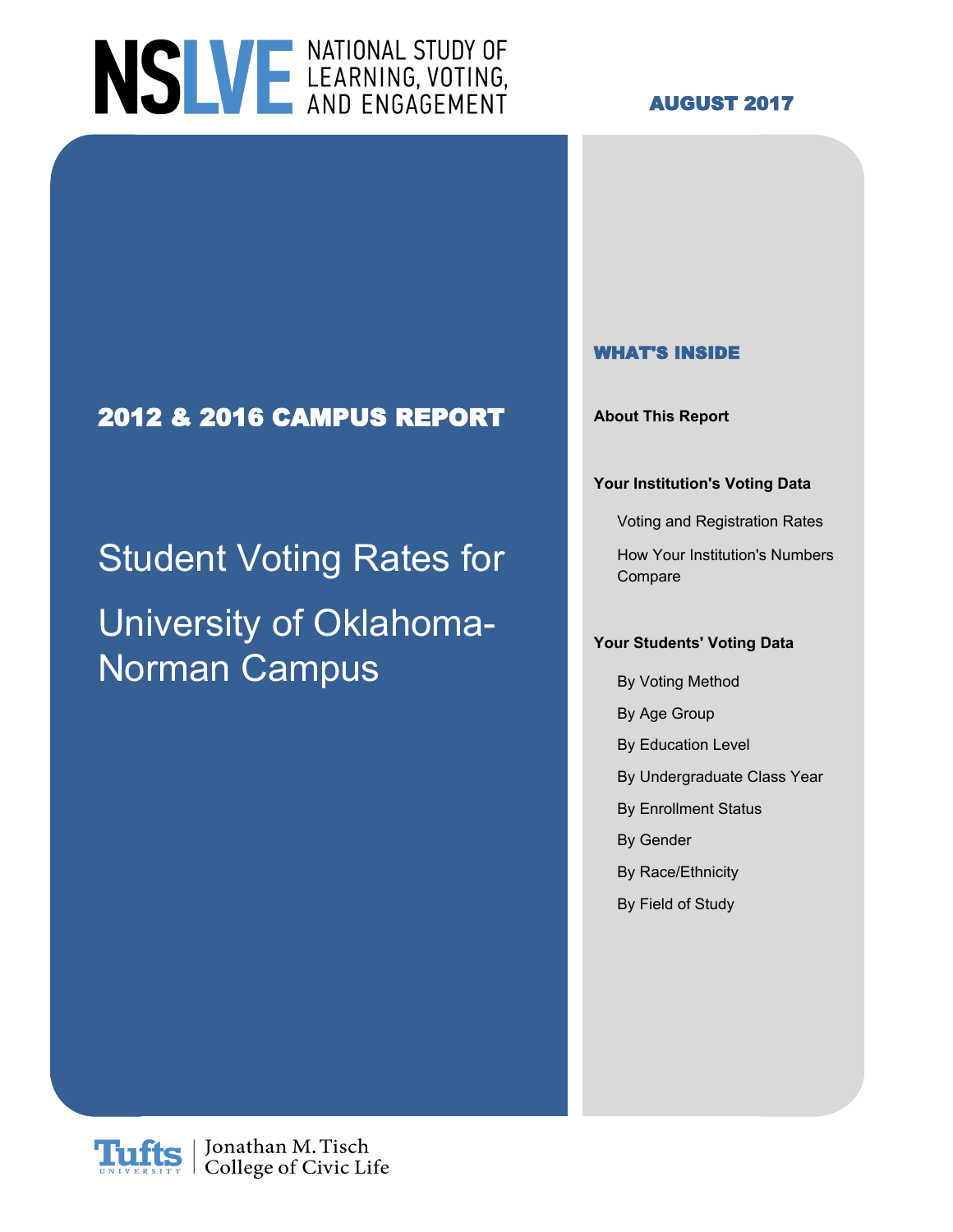# NSLVE NATIONAL STUDY OF LEARNING, VOTING, AND ENGAGEMENT

**AUGUST 2017**

## 2012 & 2016 CAMPUS REPORT

# Student Voting Rates for University of Oklahoma-Norman Campus

### WHAT'S INSIDE

**About This Report**

**Your Institution's Voting Data**

- Voting and Registration Rates
- How Your Institution's Numbers Compare

**Your Students' Voting Data**

- By Voting Method
- By Age Group
- By Education Level
- By Undergraduate Class Year
- By Enrollment Status
- By Gender
- By Race/Ethnicity
- By Field of Study

Tufts University | Jonathan M. Tisch College of Civic Life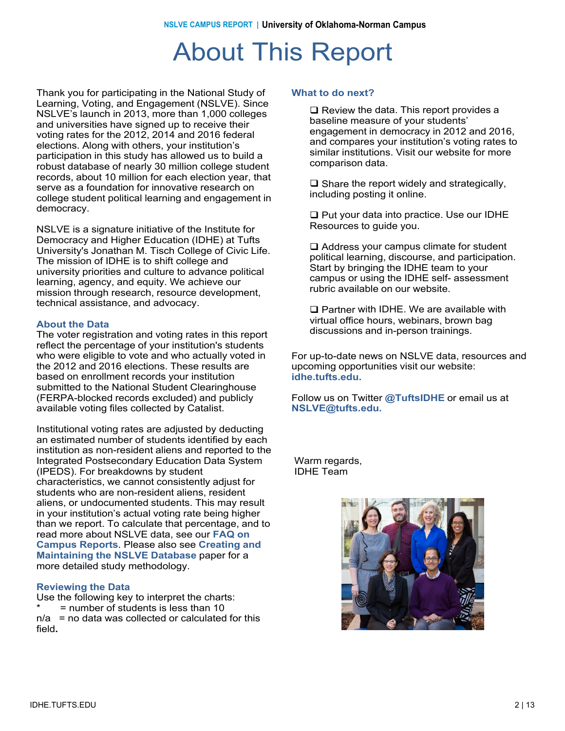# About This Report

Thank you for participating in the National Study of Learning, Voting, and Engagement (NSLVE). Since NSLVE's launch in 2013, more than 1,000 colleges and universities have signed up to receive their voting rates for the 2012, 2014 and 2016 federal elections. Along with others, your institution's participation in this study has allowed us to build a robust database of nearly 30 million college student records, about 10 million for each election year, that serve as a foundation for innovative research on college student political learning and engagement in democracy.

NSLVE is a signature initiative of the Institute for Democracy and Higher Education (IDHE) at Tufts University's Jonathan M. Tisch College of Civic Life. The mission of IDHE is to shift college and university priorities and culture to advance political learning, agency, and equity. We achieve our mission through research, resource development, technical assistance, and advocacy.

### About the Data

The voter registration and voting rates in this report reflect the percentage of your institution's students who were eligible to vote and who actually voted in the 2012 and 2016 elections. These results are based on enrollment records your institution submitted to the National Student Clearinghouse (FERPA-blocked records excluded) and publicly available voting files collected by Catalist.

Institutional voting rates are adjusted by deducting an estimated number of students identified by each institution as non-resident aliens and reported to the Integrated Postsecondary Education Data System (IPEDS). For breakdowns by student characteristics, we cannot consistently adjust for students who are non-resident aliens, resident aliens, or undocumented students. This may result in your institution's actual voting rate being higher than we report. To calculate that percentage, and to read more about NSLVE data, see our **FAQ on Campus Reports**. Please also see **Creating and Maintaining the NSLVE Database** paper for a more detailed study methodology.

### Reviewing the Data

Use the following key to interpret the charts:

* = number of students is less than 10
n/a = no data was collected or calculated for this field.

### What to do next?

- ❑ Review the data. This report provides a baseline measure of your students' engagement in democracy in 2012 and 2016, and compares your institution's voting rates to similar institutions. Visit our website for more comparison data.
- ❑ Share the report widely and strategically, including posting it online.
- ❑ Put your data into practice. Use our IDHE Resources to guide you.
- ❑ Address your campus climate for student political learning, discourse, and participation. Start by bringing the IDHE team to your campus or using the IDHE self- assessment rubric available on our website.
- ❑ Partner with IDHE. We are available with virtual office hours, webinars, brown bag discussions and in-person trainings.

For up-to-date news on NSLVE data, resources and upcoming opportunities visit our website: **idhe.tufts.edu.**

Follow us on Twitter **@TuftsIDHE** or email us at **NSLVE@tufts.edu.**

Warm regards,
IDHE Team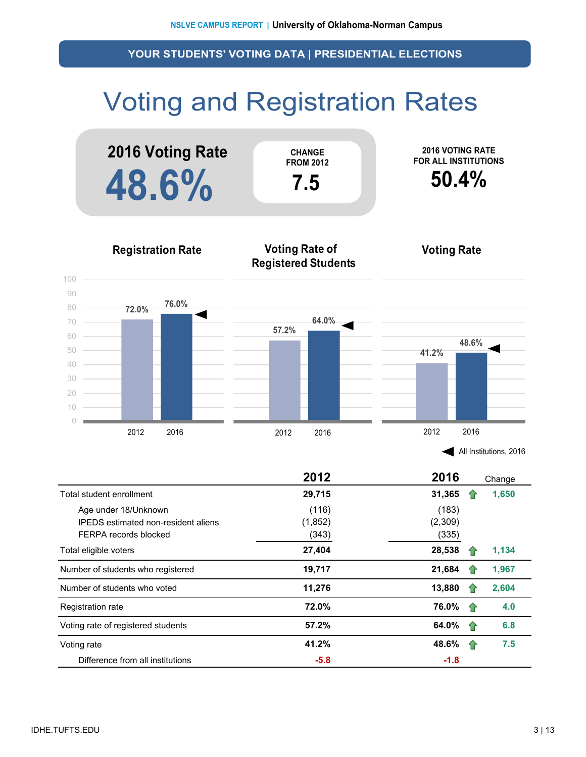## YOUR STUDENTS' VOTING DATA | PRESIDENTIAL ELECTIONS

# Voting and Registration Rates

**2016 Voting Rate**
**48.6%**

**CHANGE FROM 2012**
**7.5**

**2016 VOTING RATE FOR ALL INSTITUTIONS**
**50.4%**

### Registration Rate

2012: 72.0%
2016: 76.0%

### Voting Rate of Registered Students

2012: 57.2%
2016: 64.0%

### Voting Rate

2012: 41.2%
2016: 48.6%

◀ All Institutions, 2016

| | 2012 | 2016 | | Change |
|---|---|---|---|---|
| Total student enrollment | **29,715** | **31,365** | ↑ | **1,650** |
| Age under 18/Unknown | (116) | (183) | | |
| IPEDS estimated non-resident aliens | (1,852) | (2,309) | | |
| FERPA records blocked | (343) | (335) | | |
| Total eligible voters | **27,404** | **28,538** | ↑ | **1,134** |
| Number of students who registered | **19,717** | **21,684** | ↑ | **1,967** |
| Number of students who voted | **11,276** | **13,880** | ↑ | **2,604** |
| Registration rate | **72.0%** | **76.0%** | ↑ | **4.0** |
| Voting rate of registered students | **57.2%** | **64.0%** | ↑ | **6.8** |
| Voting rate | **41.2%** | **48.6%** | ↑ | **7.5** |
| Difference from all institutions | **-5.8** | **-1.8** | | |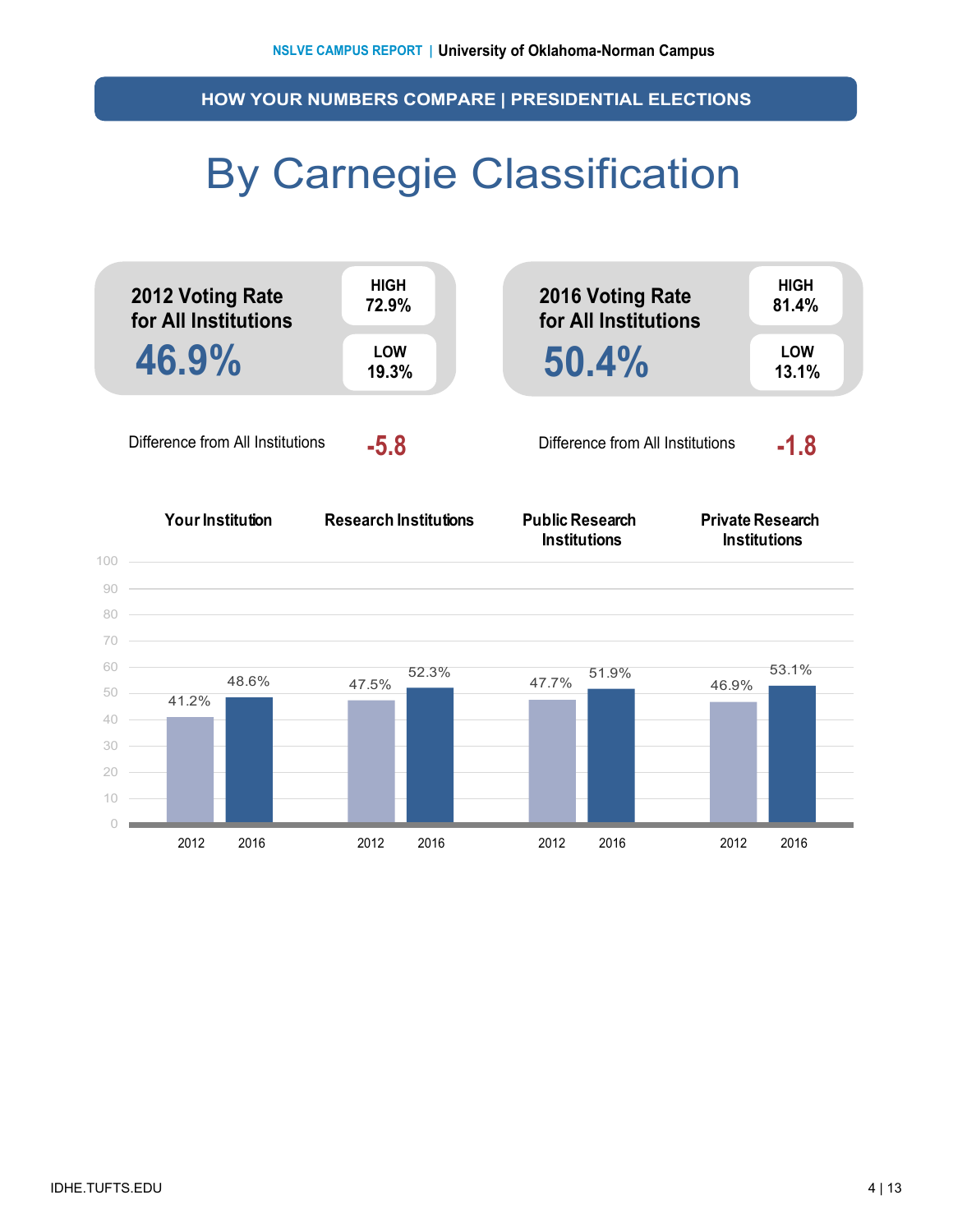## HOW YOUR NUMBERS COMPARE | PRESIDENTIAL ELECTIONS

# By Carnegie Classification

**2012 Voting Rate for All Institutions**

**46.9%**

HIGH 72.9%

LOW 19.3%

Difference from All Institutions **-5.8**

**2016 Voting Rate for All Institutions**

**50.4%**

HIGH 81.4%

LOW 13.1%

Difference from All Institutions **-1.8**

| | Your Institution | Research Institutions | Public Research Institutions | Private Research Institutions |
|---|---|---|---|---|
| 2012 | 41.2% | 47.5% | 47.7% | 46.9% |
| 2016 | 48.6% | 52.3% | 51.9% | 53.1% |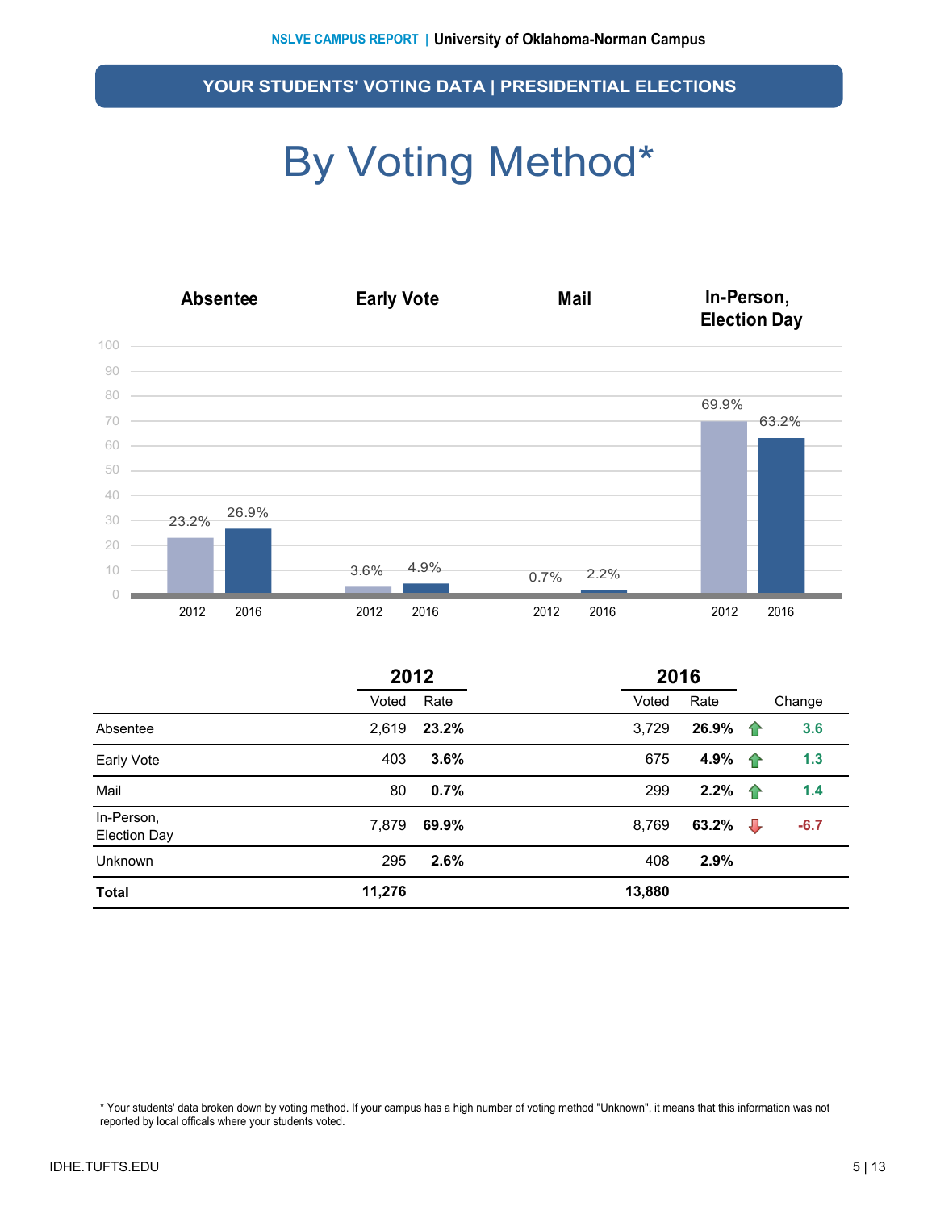## YOUR STUDENTS' VOTING DATA | PRESIDENTIAL ELECTIONS

# By Voting Method*

| | Absentee | Early Vote | Mail | In-Person, Election Day |
|---|---|---|---|---|
| 2012 | 23.2% | 3.6% | 0.7% | 69.9% |
| 2016 | 26.9% | 4.9% | 2.2% | 63.2% |

| | 2012 | | 2016 | | |
|---|---|---|---|---|---|
| | Voted | Rate | Voted | Rate | Change |
| Absentee | 2,619 | **23.2%** | 3,729 | **26.9%** | 3.6 |
| Early Vote | 403 | **3.6%** | 675 | **4.9%** | 1.3 |
| Mail | 80 | **0.7%** | 299 | **2.2%** | 1.4 |
| In-Person, Election Day | 7,879 | **69.9%** | 8,769 | **63.2%** | -6.7 |
| Unknown | 295 | **2.6%** | 408 | **2.9%** | |
| **Total** | **11,276** | | **13,880** | | |

* Your students' data broken down by voting method. If your campus has a high number of voting method "Unknown", it means that this information was not reported by local officals where your students voted.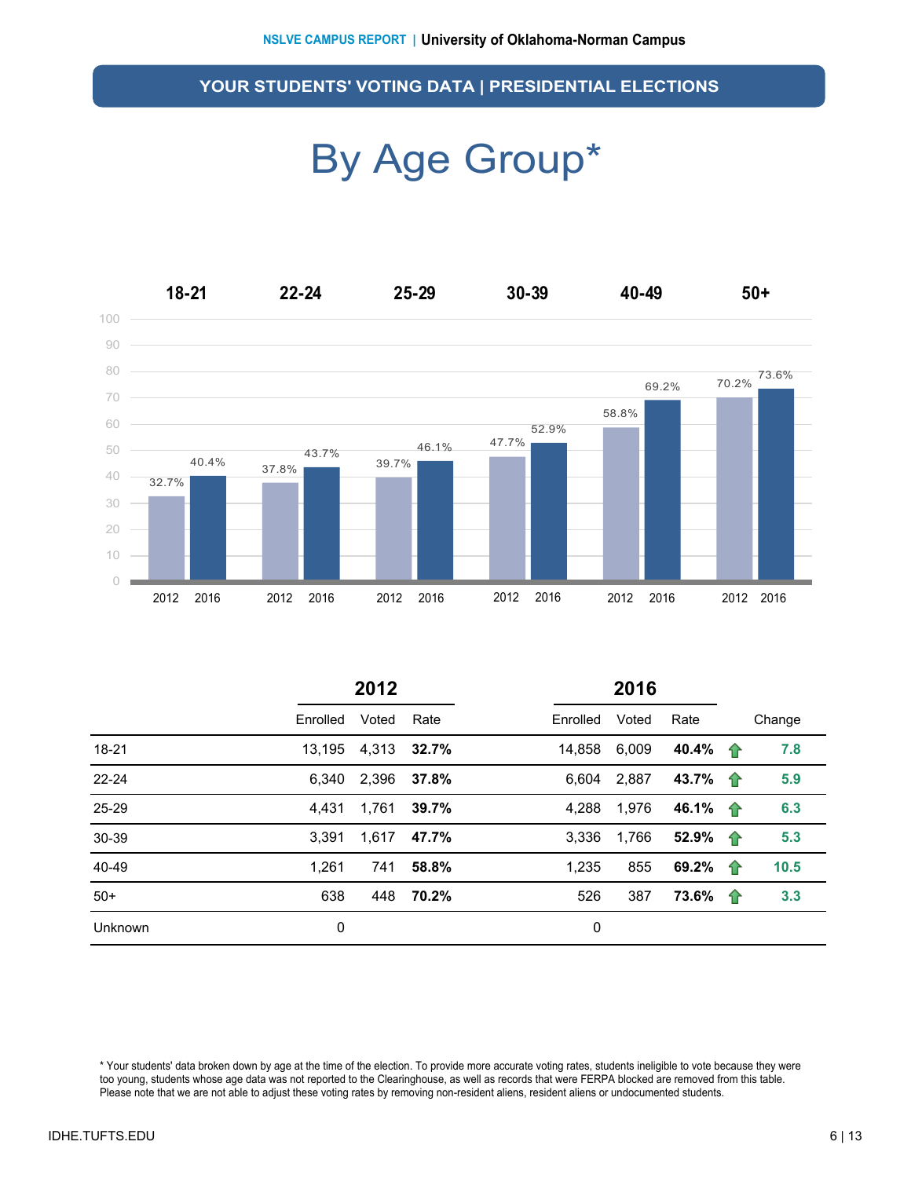## YOUR STUDENTS' VOTING DATA | PRESIDENTIAL ELECTIONS

# By Age Group*

| Age Group | 2012 | 2016 |
|---|---|---|
| 18-21 | 32.7% | 40.4% |
| 22-24 | 37.8% | 43.7% |
| 25-29 | 39.7% | 46.1% |
| 30-39 | 47.7% | 52.9% |
| 40-49 | 58.8% | 69.2% |
| 50+ | 70.2% | 73.6% |

| | 2012 | | | 2016 | | | |
|---|---|---|---|---|---|---|---|
| | Enrolled | Voted | Rate | Enrolled | Voted | Rate | Change |
| 18-21 | 13,195 | 4,313 | **32.7%** | 14,858 | 6,009 | **40.4%** | ↑ 7.8 |
| 22-24 | 6,340 | 2,396 | **37.8%** | 6,604 | 2,887 | **43.7%** | ↑ 5.9 |
| 25-29 | 4,431 | 1,761 | **39.7%** | 4,288 | 1,976 | **46.1%** | ↑ 6.3 |
| 30-39 | 3,391 | 1,617 | **47.7%** | 3,336 | 1,766 | **52.9%** | ↑ 5.3 |
| 40-49 | 1,261 | 741 | **58.8%** | 1,235 | 855 | **69.2%** | ↑ 10.5 |
| 50+ | 638 | 448 | **70.2%** | 526 | 387 | **73.6%** | ↑ 3.3 |
| Unknown | 0 | | | 0 | | | |

* Your students' data broken down by age at the time of the election. To provide more accurate voting rates, students ineligible to vote because they were too young, students whose age data was not reported to the Clearinghouse, as well as records that were FERPA blocked are removed from this table. Please note that we are not able to adjust these voting rates by removing non-resident aliens, resident aliens or undocumented students.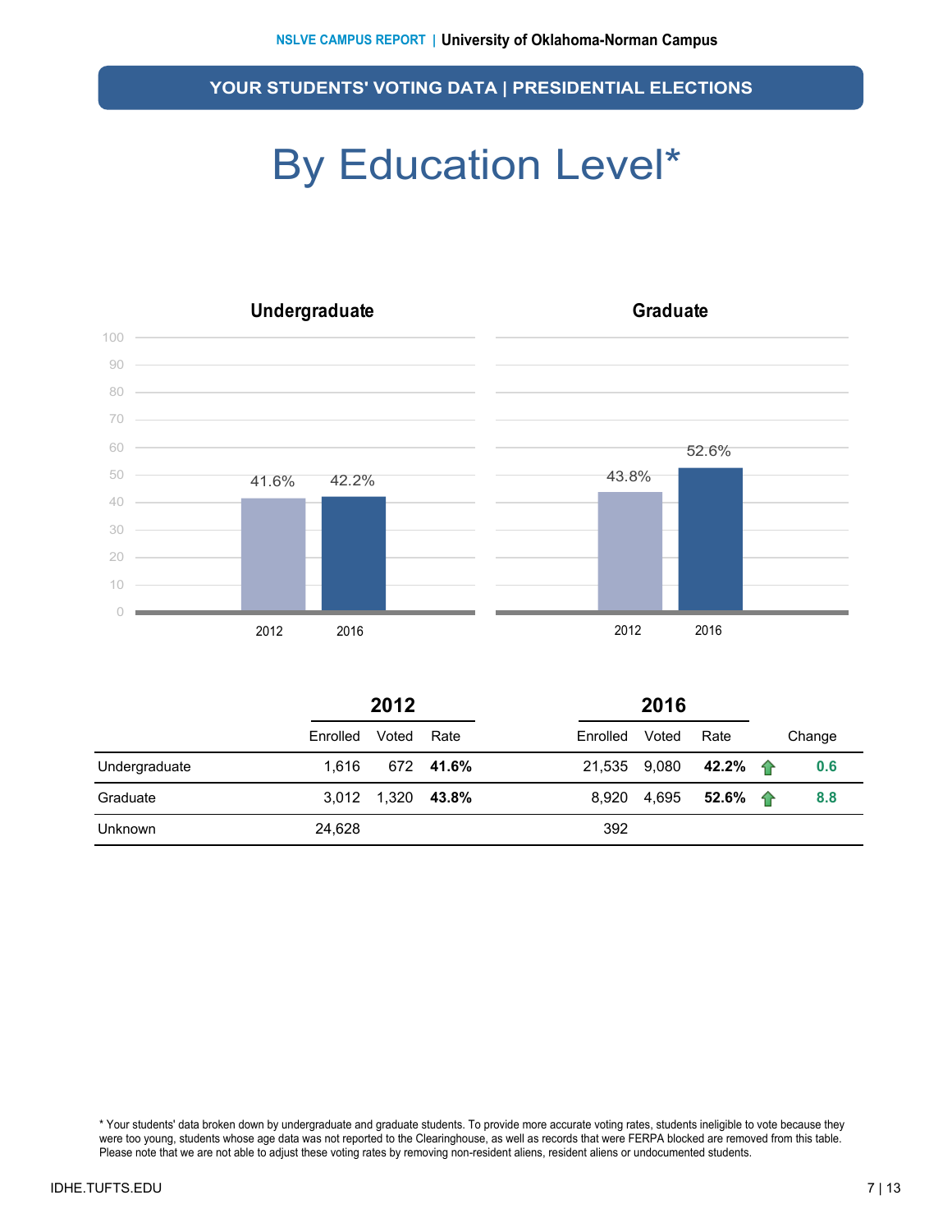## YOUR STUDENTS' VOTING DATA | PRESIDENTIAL ELECTIONS

# By Education Level*

**Undergraduate**

| | 2012 | 2016 |
|---|---|---|
| Rate | 41.6% | 42.2% |

**Graduate**

| | 2012 | 2016 |
|---|---|---|
| Rate | 43.8% | 52.6% |

| | 2012 | | | 2016 | | | |
|---|---|---|---|---|---|---|---|
| | Enrolled | Voted | Rate | Enrolled | Voted | Rate | Change |
| Undergraduate | 1,616 | 672 | **41.6%** | 21,535 | 9,080 | **42.2%** | 0.6 |
| Graduate | 3,012 | 1,320 | **43.8%** | 8,920 | 4,695 | **52.6%** | 8.8 |
| Unknown | 24,628 | | | 392 | | | |

* Your students' data broken down by undergraduate and graduate students. To provide more accurate voting rates, students ineligible to vote because they were too young, students whose age data was not reported to the Clearinghouse, as well as records that were FERPA blocked are removed from this table. Please note that we are not able to adjust these voting rates by removing non-resident aliens, resident aliens or undocumented students.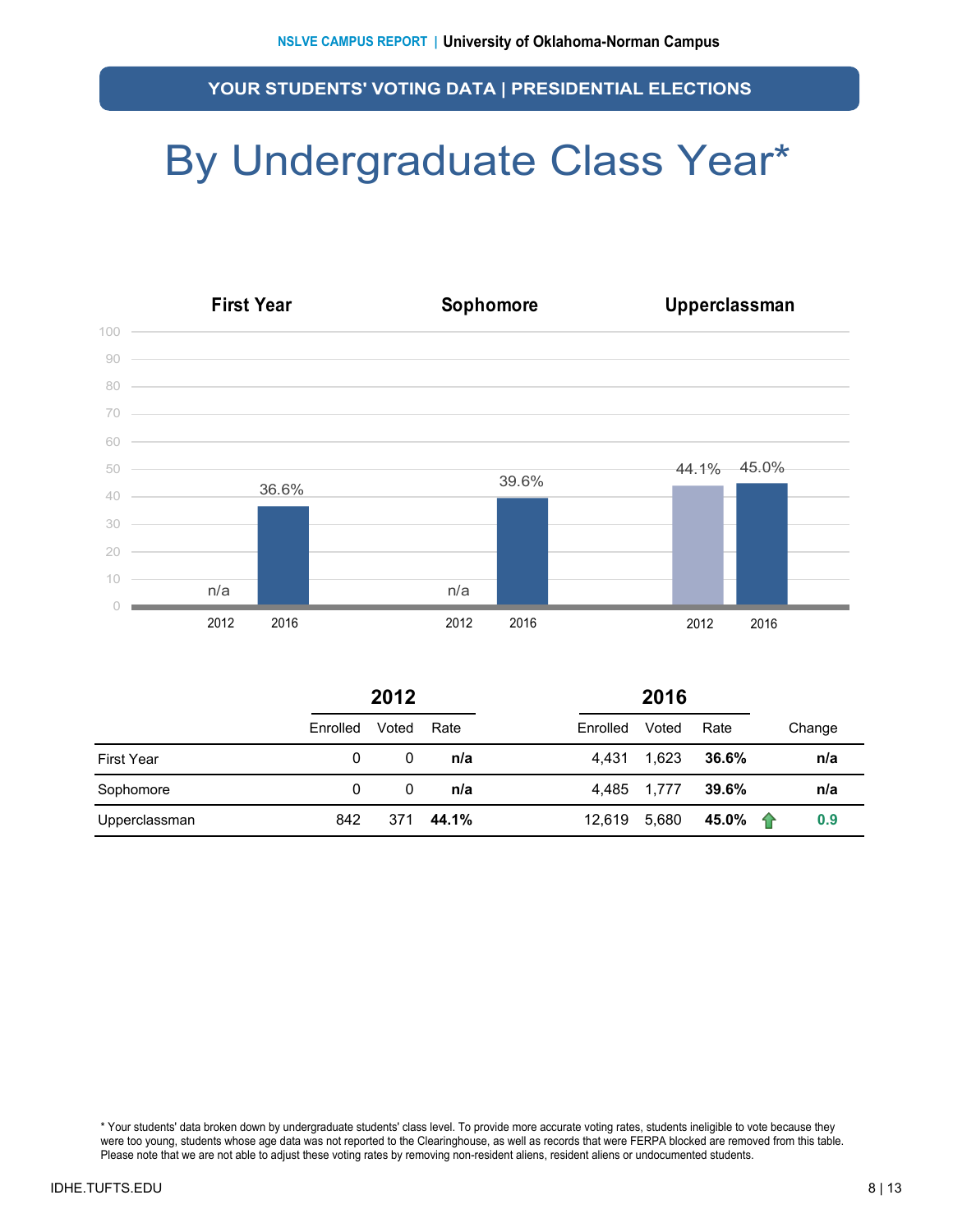## YOUR STUDENTS' VOTING DATA | PRESIDENTIAL ELECTIONS

# By Undergraduate Class Year*

| | First Year | | Sophomore | | Upperclassman | |
|---|---|---|---|---|---|---|
| | 2012 | 2016 | 2012 | 2016 | 2012 | 2016 |
| Rate | n/a | 36.6% | n/a | 39.6% | 44.1% | 45.0% |

| | 2012 | | | 2016 | | | |
|---|---|---|---|---|---|---|---|
| | Enrolled | Voted | Rate | Enrolled | Voted | Rate | Change |
| First Year | 0 | 0 | **n/a** | 4,431 | 1,623 | **36.6%** | **n/a** |
| Sophomore | 0 | 0 | **n/a** | 4,485 | 1,777 | **39.6%** | **n/a** |
| Upperclassman | 842 | 371 | **44.1%** | 12,619 | 5,680 | **45.0%** | ↑ **0.9** |

* Your students' data broken down by undergraduate students' class level. To provide more accurate voting rates, students ineligible to vote because they were too young, students whose age data was not reported to the Clearinghouse, as well as records that were FERPA blocked are removed from this table. Please note that we are not able to adjust these voting rates by removing non-resident aliens, resident aliens or undocumented students.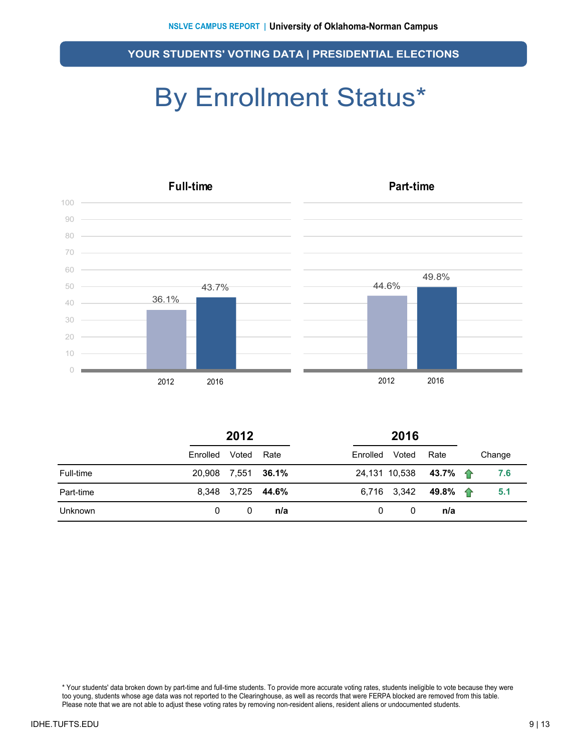## YOUR STUDENTS' VOTING DATA | PRESIDENTIAL ELECTIONS

# By Enrollment Status*

### Full-time

| | 2012 | 2016 |
|---|---|---|
| Rate | 36.1% | 43.7% |

### Part-time

| | 2012 | 2016 |
|---|---|---|
| Rate | 44.6% | 49.8% |

| | 2012 | | | 2016 | | | |
|---|---|---|---|---|---|---|---|
| | Enrolled | Voted | Rate | Enrolled | Voted | Rate | Change |
| Full-time | 20,908 | 7,551 | **36.1%** | 24,131 | 10,538 | **43.7%** | **7.6** |
| Part-time | 8,348 | 3,725 | **44.6%** | 6,716 | 3,342 | **49.8%** | **5.1** |
| Unknown | 0 | 0 | **n/a** | 0 | 0 | **n/a** | |

* Your students' data broken down by part-time and full-time students. To provide more accurate voting rates, students ineligible to vote because they were too young, students whose age data was not reported to the Clearinghouse, as well as records that were FERPA blocked are removed from this table. Please note that we are not able to adjust these voting rates by removing non-resident aliens, resident aliens or undocumented students.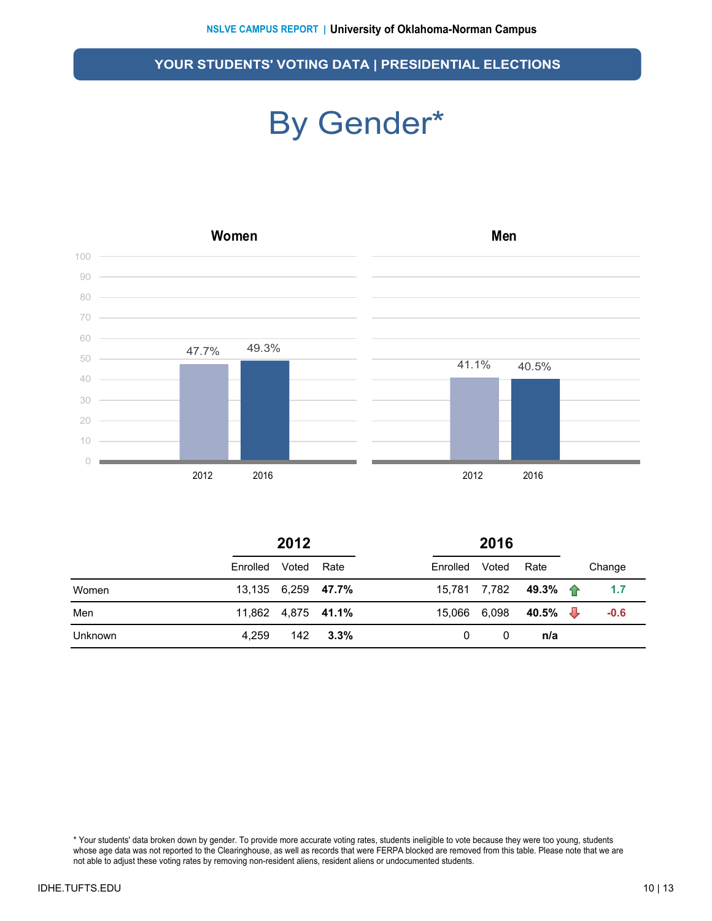## YOUR STUDENTS' VOTING DATA | PRESIDENTIAL ELECTIONS

# By Gender*

**Women**

| | 2012 | 2016 |
|---|---|---|
| Rate | 47.7% | 49.3% |

**Men**

| | 2012 | 2016 |
|---|---|---|
| Rate | 41.1% | 40.5% |

| | 2012 | | | 2016 | | | |
|---|---|---|---|---|---|---|---|
| | Enrolled | Voted | Rate | Enrolled | Voted | Rate | Change |
| Women | 13,135 | 6,259 | **47.7%** | 15,781 | 7,782 | **49.3%** | ↑ 1.7 |
| Men | 11,862 | 4,875 | **41.1%** | 15,066 | 6,098 | **40.5%** | ↓ -0.6 |
| Unknown | 4,259 | 142 | **3.3%** | 0 | 0 | **n/a** | |

* Your students' data broken down by gender. To provide more accurate voting rates, students ineligible to vote because they were too young, students whose age data was not reported to the Clearinghouse, as well as records that were FERPA blocked are removed from this table. Please note that we are not able to adjust these voting rates by removing non-resident aliens, resident aliens or undocumented students.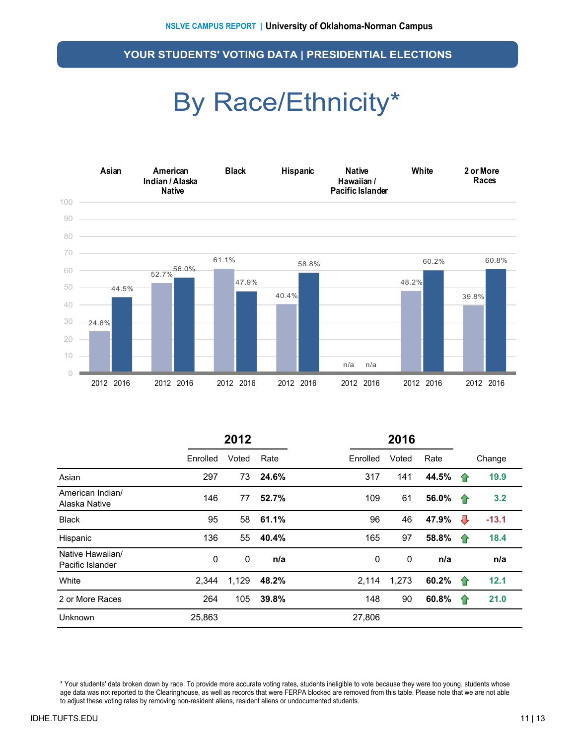## YOUR STUDENTS' VOTING DATA | PRESIDENTIAL ELECTIONS

# By Race/Ethnicity*

| | 2012 | | | 2016 | | | |
|---|---|---|---|---|---|---|---|
| | Enrolled | Voted | Rate | Enrolled | Voted | Rate | Change |
| Asian | 297 | 73 | **24.6%** | 317 | 141 | **44.5%** | 19.9 |
| American Indian/ Alaska Native | 146 | 77 | **52.7%** | 109 | 61 | **56.0%** | 3.2 |
| Black | 95 | 58 | **61.1%** | 96 | 46 | **47.9%** | -13.1 |
| Hispanic | 136 | 55 | **40.4%** | 165 | 97 | **58.8%** | 18.4 |
| Native Hawaiian/ Pacific Islander | 0 | 0 | **n/a** | 0 | 0 | **n/a** | n/a |
| White | 2,344 | 1,129 | **48.2%** | 2,114 | 1,273 | **60.2%** | 12.1 |
| 2 or More Races | 264 | 105 | **39.8%** | 148 | 90 | **60.8%** | 21.0 |
| Unknown | 25,863 | | | 27,806 | | | |

\* Your students' data broken down by race. To provide more accurate voting rates, students ineligible to vote because they were too young, students whose age data was not reported to the Clearinghouse, as well as records that were FERPA blocked are removed from this table. Please note that we are not able to adjust these voting rates by removing non-resident aliens, resident aliens or undocumented students.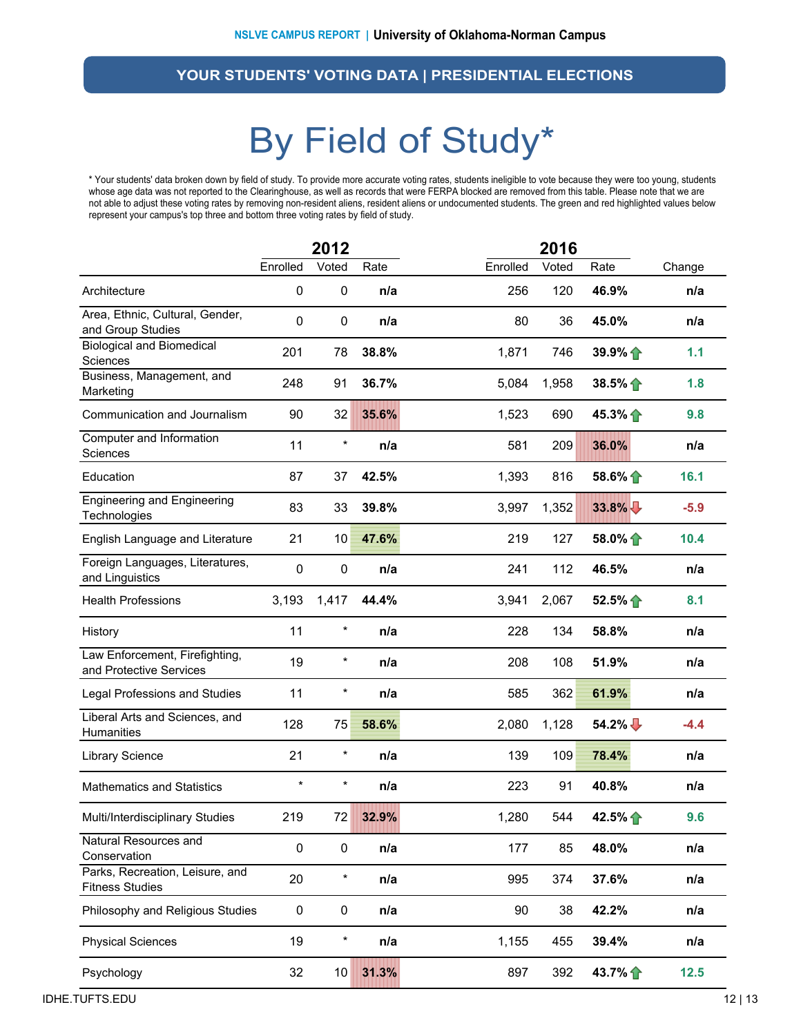## YOUR STUDENTS' VOTING DATA | PRESIDENTIAL ELECTIONS

# By Field of Study*

* Your students' data broken down by field of study. To provide more accurate voting rates, students ineligible to vote because they were too young, students whose age data was not reported to the Clearinghouse, as well as records that were FERPA blocked are removed from this table. Please note that we are not able to adjust these voting rates by removing non-resident aliens, resident aliens or undocumented students. The green and red highlighted values below represent your campus's top three and bottom three voting rates by field of study.

| | 2012 | | | 2016 | | | |
|---|---|---|---|---|---|---|---|
| | Enrolled | Voted | Rate | Enrolled | Voted | Rate | Change |
| Architecture | 0 | 0 | **n/a** | 256 | 120 | **46.9%** | **n/a** |
| Area, Ethnic, Cultural, Gender, and Group Studies | 0 | 0 | **n/a** | 80 | 36 | **45.0%** | **n/a** |
| Biological and Biomedical Sciences | 201 | 78 | **38.8%** | 1,871 | 746 | **39.9%** ↑ | **1.1** |
| Business, Management, and Marketing | 248 | 91 | **36.7%** | 5,084 | 1,958 | **38.5%** ↑ | **1.8** |
| Communication and Journalism | 90 | 32 | **35.6%** | 1,523 | 690 | **45.3%** ↑ | **9.8** |
| Computer and Information Sciences | 11 | * | **n/a** | 581 | 209 | **36.0%** | **n/a** |
| Education | 87 | 37 | **42.5%** | 1,393 | 816 | **58.6%** ↑ | **16.1** |
| Engineering and Engineering Technologies | 83 | 33 | **39.8%** | 3,997 | 1,352 | **33.8%** ↓ | **-5.9** |
| English Language and Literature | 21 | 10 | **47.6%** | 219 | 127 | **58.0%** ↑ | **10.4** |
| Foreign Languages, Literatures, and Linguistics | 0 | 0 | **n/a** | 241 | 112 | **46.5%** | **n/a** |
| Health Professions | 3,193 | 1,417 | **44.4%** | 3,941 | 2,067 | **52.5%** ↑ | **8.1** |
| History | 11 | * | **n/a** | 228 | 134 | **58.8%** | **n/a** |
| Law Enforcement, Firefighting, and Protective Services | 19 | * | **n/a** | 208 | 108 | **51.9%** | **n/a** |
| Legal Professions and Studies | 11 | * | **n/a** | 585 | 362 | **61.9%** | **n/a** |
| Liberal Arts and Sciences, and Humanities | 128 | 75 | **58.6%** | 2,080 | 1,128 | **54.2%** ↓ | **-4.4** |
| Library Science | 21 | * | **n/a** | 139 | 109 | **78.4%** | **n/a** |
| Mathematics and Statistics | * | * | **n/a** | 223 | 91 | **40.8%** | **n/a** |
| Multi/Interdisciplinary Studies | 219 | 72 | **32.9%** | 1,280 | 544 | **42.5%** ↑ | **9.6** |
| Natural Resources and Conservation | 0 | 0 | **n/a** | 177 | 85 | **48.0%** | **n/a** |
| Parks, Recreation, Leisure, and Fitness Studies | 20 | * | **n/a** | 995 | 374 | **37.6%** | **n/a** |
| Philosophy and Religious Studies | 0 | 0 | **n/a** | 90 | 38 | **42.2%** | **n/a** |
| Physical Sciences | 19 | * | **n/a** | 1,155 | 455 | **39.4%** | **n/a** |
| Psychology | 32 | 10 | **31.3%** | 897 | 392 | **43.7%** ↑ | **12.5** |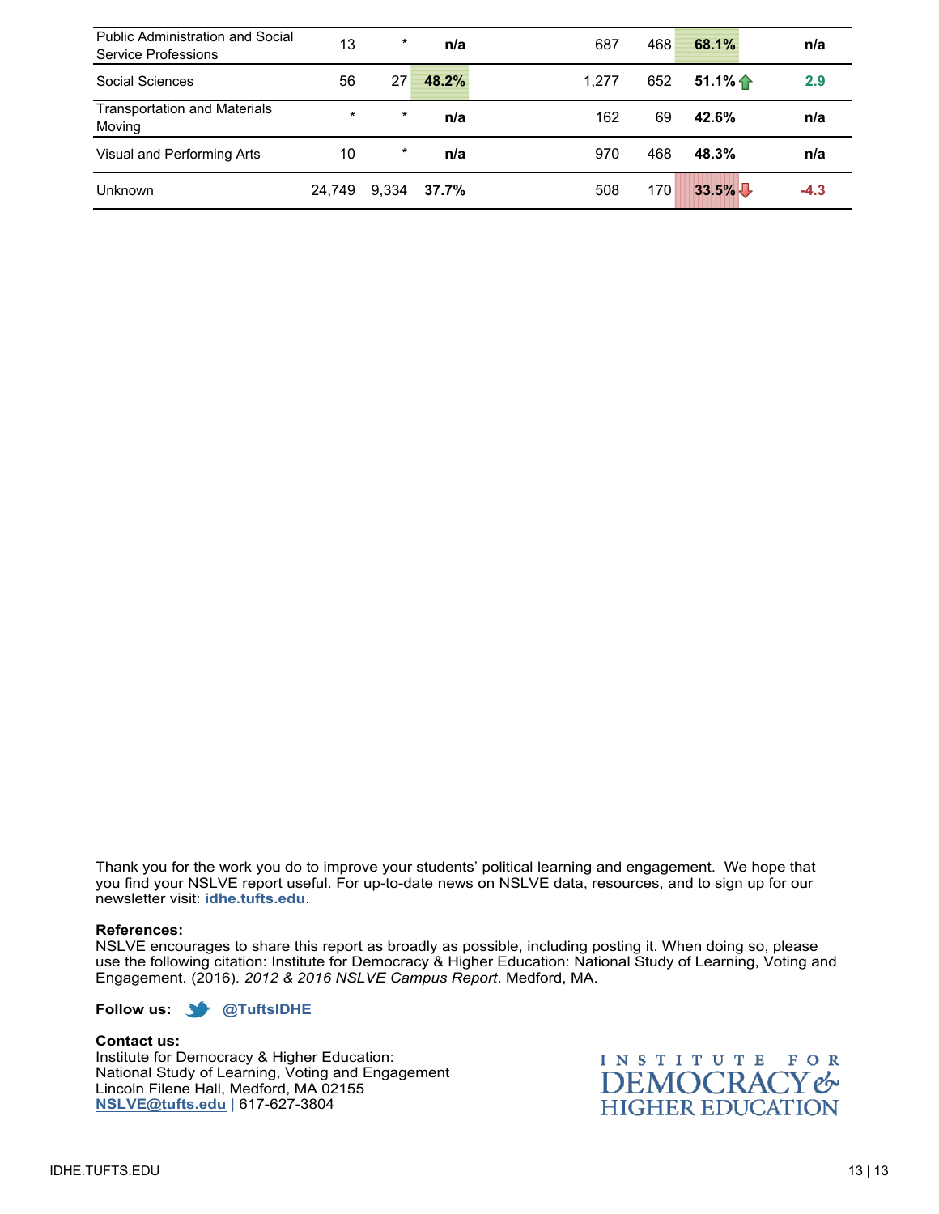| | | | | | | | |
|---|---|---|---|---|---|---|---|
| Public Administration and Social Service Professions | 13 | * | **n/a** | 687 | 468 | **68.1%** | **n/a** |
| Social Sciences | 56 | 27 | **48.2%** | 1,277 | 652 | **51.1%** ↑ | **2.9** |
| Transportation and Materials Moving | * | * | **n/a** | 162 | 69 | **42.6%** | **n/a** |
| Visual and Performing Arts | 10 | * | **n/a** | 970 | 468 | **48.3%** | **n/a** |
| Unknown | 24,749 | 9,334 | **37.7%** | 508 | 170 | **33.5%** ↓ | **-4.3** |

Thank you for the work you do to improve your students' political learning and engagement. We hope that you find your NSLVE report useful. For up-to-date news on NSLVE data, resources, and to sign up for our newsletter visit: **idhe.tufts.edu**.

**References:**
NSLVE encourages to share this report as broadly as possible, including posting it. When doing so, please use the following citation: Institute for Democracy & Higher Education: National Study of Learning, Voting and Engagement. (2016). *2012 & 2016 NSLVE Campus Report*. Medford, MA.

**Follow us:** **@TuftsIDHE**

**Contact us:**
Institute for Democracy & Higher Education:
National Study of Learning, Voting and Engagement
Lincoln Filene Hall, Medford, MA 02155
**NSLVE@tufts.edu** | 617-627-3804

INSTITUTE FOR DEMOCRACY & HIGHER EDUCATION